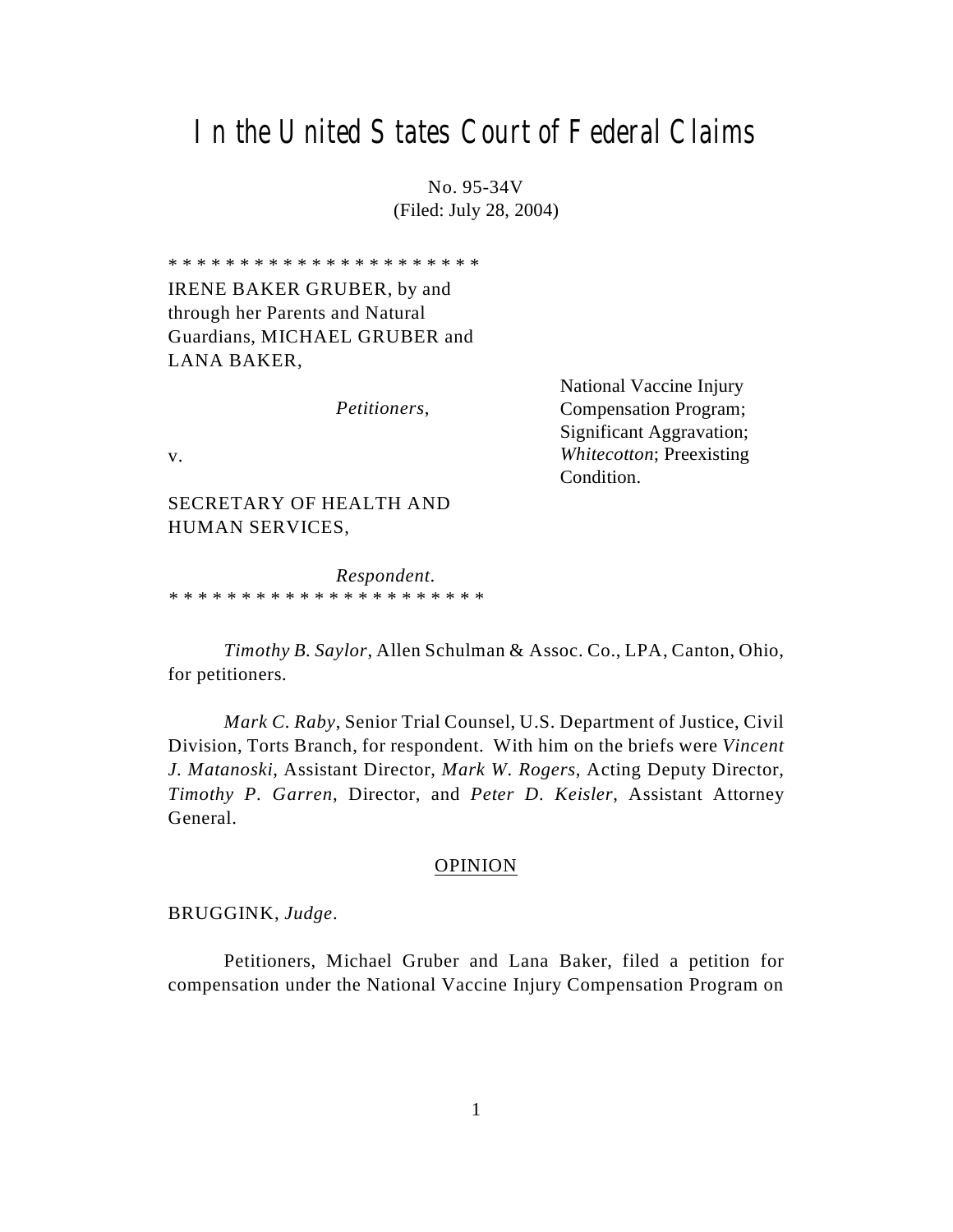# In the United States Court of Federal Claims

No. 95-34V
(Filed: July 28, 2004)

* * * * * * * * * * * * * * * * * * * * * *

IRENE BAKER GRUBER, by and through her Parents and Natural Guardians, MICHAEL GRUBER and LANA BAKER,

*Petitioners*,

v.

SECRETARY OF HEALTH AND HUMAN SERVICES,

*Respondent.*

* * * * * * * * * * * * * * * * * * * * * *

National Vaccine Injury Compensation Program; Significant Aggravation; *Whitecotton*; Preexisting Condition.

*Timothy B. Saylor*, Allen Schulman & Assoc. Co., LPA, Canton, Ohio, for petitioners.

*Mark C. Raby*, Senior Trial Counsel, U.S. Department of Justice, Civil Division, Torts Branch, for respondent. With him on the briefs were *Vincent J. Matanoski*, Assistant Director, *Mark W. Rogers*, Acting Deputy Director, *Timothy P. Garren*, Director, and *Peter D. Keisler*, Assistant Attorney General.

OPINION

BRUGGINK, *Judge*.

Petitioners, Michael Gruber and Lana Baker, filed a petition for compensation under the National Vaccine Injury Compensation Program on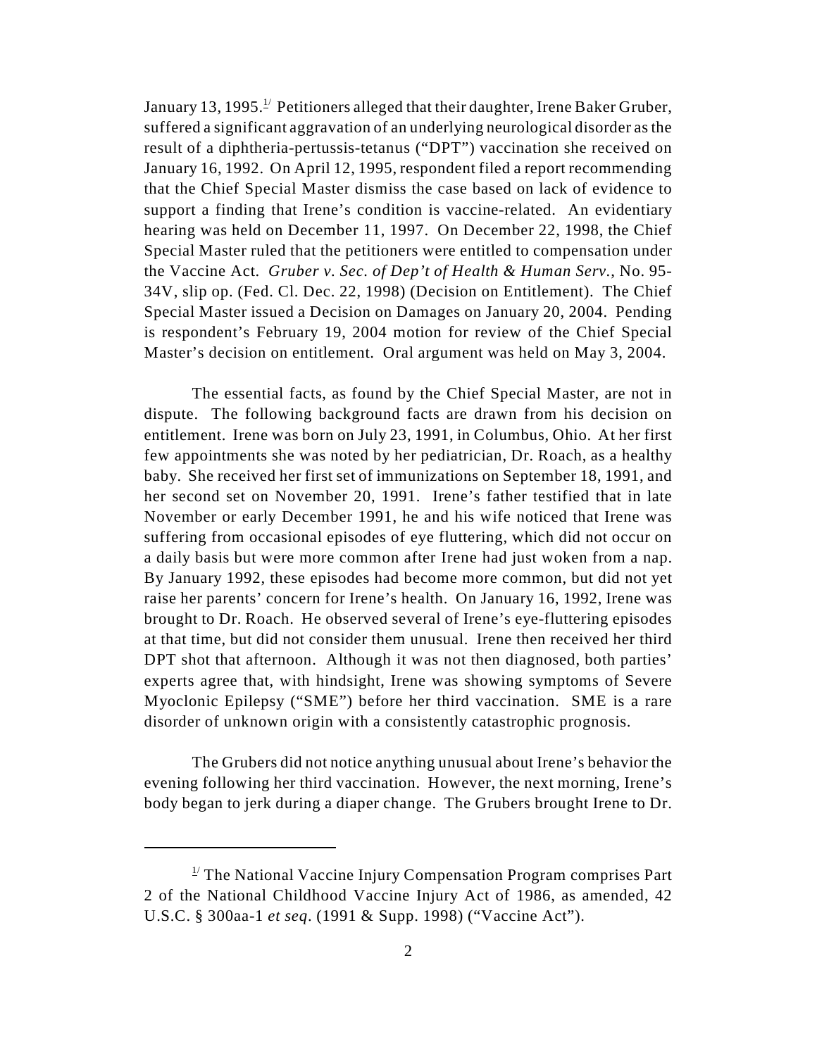January 13, 1995.[1] Petitioners alleged that their daughter, Irene Baker Gruber, suffered a significant aggravation of an underlying neurological disorder as the result of a diphtheria-pertussis-tetanus ("DPT") vaccination she received on January 16, 1992. On April 12, 1995, respondent filed a report recommending that the Chief Special Master dismiss the case based on lack of evidence to support a finding that Irene's condition is vaccine-related. An evidentiary hearing was held on December 11, 1997. On December 22, 1998, the Chief Special Master ruled that the petitioners were entitled to compensation under the Vaccine Act. *Gruber v. Sec. of Dep't of Health & Human Serv.*, No. 95-34V, slip op. (Fed. Cl. Dec. 22, 1998) (Decision on Entitlement). The Chief Special Master issued a Decision on Damages on January 20, 2004. Pending is respondent's February 19, 2004 motion for review of the Chief Special Master's decision on entitlement. Oral argument was held on May 3, 2004.

The essential facts, as found by the Chief Special Master, are not in dispute. The following background facts are drawn from his decision on entitlement. Irene was born on July 23, 1991, in Columbus, Ohio. At her first few appointments she was noted by her pediatrician, Dr. Roach, as a healthy baby. She received her first set of immunizations on September 18, 1991, and her second set on November 20, 1991. Irene's father testified that in late November or early December 1991, he and his wife noticed that Irene was suffering from occasional episodes of eye fluttering, which did not occur on a daily basis but were more common after Irene had just woken from a nap. By January 1992, these episodes had become more common, but did not yet raise her parents' concern for Irene's health. On January 16, 1992, Irene was brought to Dr. Roach. He observed several of Irene's eye-fluttering episodes at that time, but did not consider them unusual. Irene then received her third DPT shot that afternoon. Although it was not then diagnosed, both parties' experts agree that, with hindsight, Irene was showing symptoms of Severe Myoclonic Epilepsy ("SME") before her third vaccination. SME is a rare disorder of unknown origin with a consistently catastrophic prognosis.

The Grubers did not notice anything unusual about Irene's behavior the evening following her third vaccination. However, the next morning, Irene's body began to jerk during a diaper change. The Grubers brought Irene to Dr.

[1] The National Vaccine Injury Compensation Program comprises Part 2 of the National Childhood Vaccine Injury Act of 1986, as amended, 42 U.S.C. § 300aa-1 *et seq*. (1991 & Supp. 1998) ("Vaccine Act").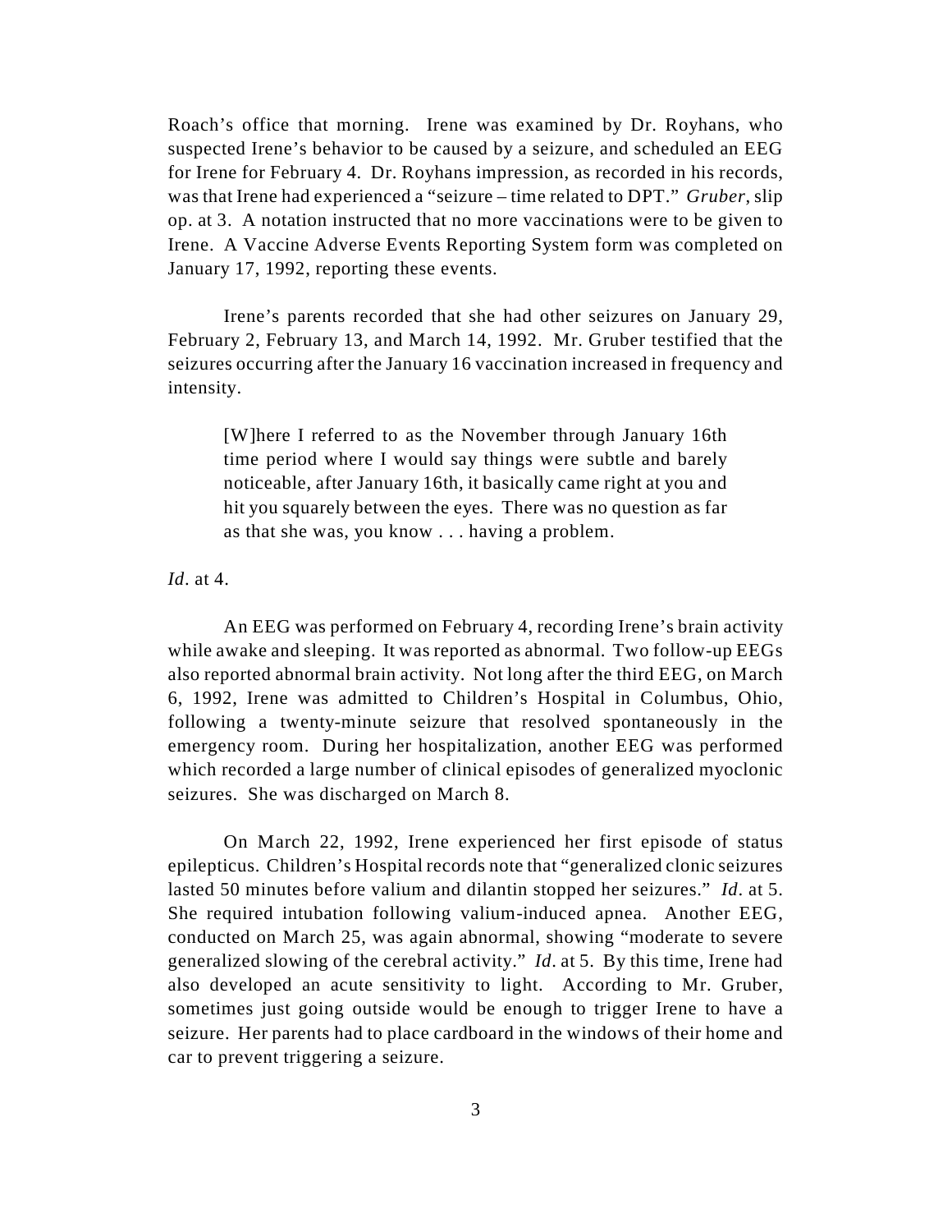Roach's office that morning. Irene was examined by Dr. Royhans, who suspected Irene's behavior to be caused by a seizure, and scheduled an EEG for Irene for February 4. Dr. Royhans impression, as recorded in his records, was that Irene had experienced a "seizure – time related to DPT." *Gruber*, slip op. at 3. A notation instructed that no more vaccinations were to be given to Irene. A Vaccine Adverse Events Reporting System form was completed on January 17, 1992, reporting these events.

Irene's parents recorded that she had other seizures on January 29, February 2, February 13, and March 14, 1992. Mr. Gruber testified that the seizures occurring after the January 16 vaccination increased in frequency and intensity.

> [W]here I referred to as the November through January 16th time period where I would say things were subtle and barely noticeable, after January 16th, it basically came right at you and hit you squarely between the eyes. There was no question as far as that she was, you know . . . having a problem.

*Id*. at 4.

An EEG was performed on February 4, recording Irene's brain activity while awake and sleeping. It was reported as abnormal. Two follow-up EEGs also reported abnormal brain activity. Not long after the third EEG, on March 6, 1992, Irene was admitted to Children's Hospital in Columbus, Ohio, following a twenty-minute seizure that resolved spontaneously in the emergency room. During her hospitalization, another EEG was performed which recorded a large number of clinical episodes of generalized myoclonic seizures. She was discharged on March 8.

On March 22, 1992, Irene experienced her first episode of status epilepticus. Children's Hospital records note that "generalized clonic seizures lasted 50 minutes before valium and dilantin stopped her seizures." *Id*. at 5. She required intubation following valium-induced apnea. Another EEG, conducted on March 25, was again abnormal, showing "moderate to severe generalized slowing of the cerebral activity." *Id*. at 5. By this time, Irene had also developed an acute sensitivity to light. According to Mr. Gruber, sometimes just going outside would be enough to trigger Irene to have a seizure. Her parents had to place cardboard in the windows of their home and car to prevent triggering a seizure.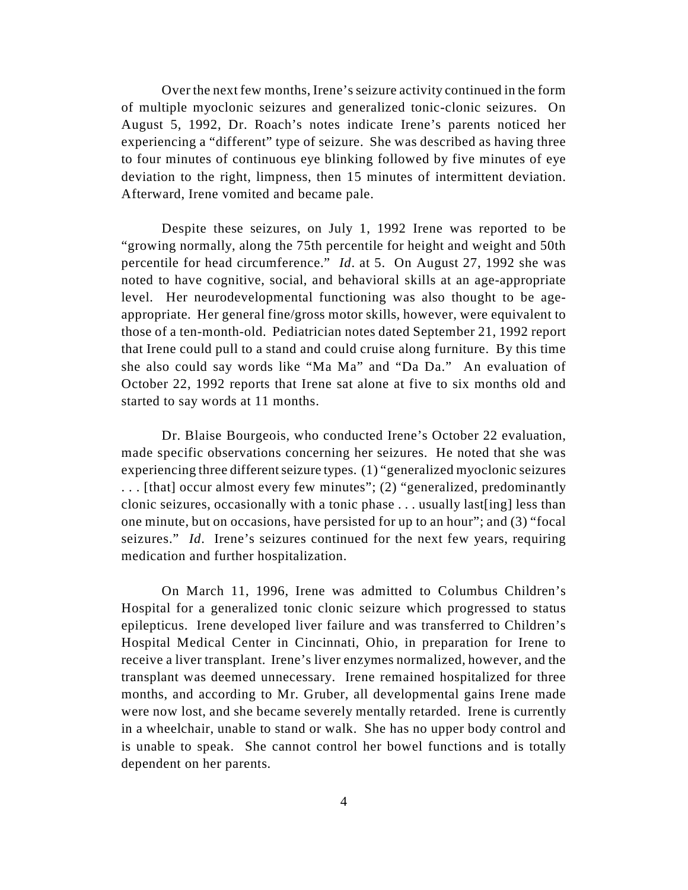Over the next few months, Irene's seizure activity continued in the form of multiple myoclonic seizures and generalized tonic-clonic seizures. On August 5, 1992, Dr. Roach's notes indicate Irene's parents noticed her experiencing a "different" type of seizure. She was described as having three to four minutes of continuous eye blinking followed by five minutes of eye deviation to the right, limpness, then 15 minutes of intermittent deviation. Afterward, Irene vomited and became pale.

Despite these seizures, on July 1, 1992 Irene was reported to be "growing normally, along the 75th percentile for height and weight and 50th percentile for head circumference." *Id*. at 5. On August 27, 1992 she was noted to have cognitive, social, and behavioral skills at an age-appropriate level. Her neurodevelopmental functioning was also thought to be age-appropriate. Her general fine/gross motor skills, however, were equivalent to those of a ten-month-old. Pediatrician notes dated September 21, 1992 report that Irene could pull to a stand and could cruise along furniture. By this time she also could say words like "Ma Ma" and "Da Da." An evaluation of October 22, 1992 reports that Irene sat alone at five to six months old and started to say words at 11 months.

Dr. Blaise Bourgeois, who conducted Irene's October 22 evaluation, made specific observations concerning her seizures. He noted that she was experiencing three different seizure types. (1) "generalized myoclonic seizures . . . [that] occur almost every few minutes"; (2) "generalized, predominantly clonic seizures, occasionally with a tonic phase . . . usually last[ing] less than one minute, but on occasions, have persisted for up to an hour"; and (3) "focal seizures." *Id*. Irene's seizures continued for the next few years, requiring medication and further hospitalization.

On March 11, 1996, Irene was admitted to Columbus Children's Hospital for a generalized tonic clonic seizure which progressed to status epilepticus. Irene developed liver failure and was transferred to Children's Hospital Medical Center in Cincinnati, Ohio, in preparation for Irene to receive a liver transplant. Irene's liver enzymes normalized, however, and the transplant was deemed unnecessary. Irene remained hospitalized for three months, and according to Mr. Gruber, all developmental gains Irene made were now lost, and she became severely mentally retarded. Irene is currently in a wheelchair, unable to stand or walk. She has no upper body control and is unable to speak. She cannot control her bowel functions and is totally dependent on her parents.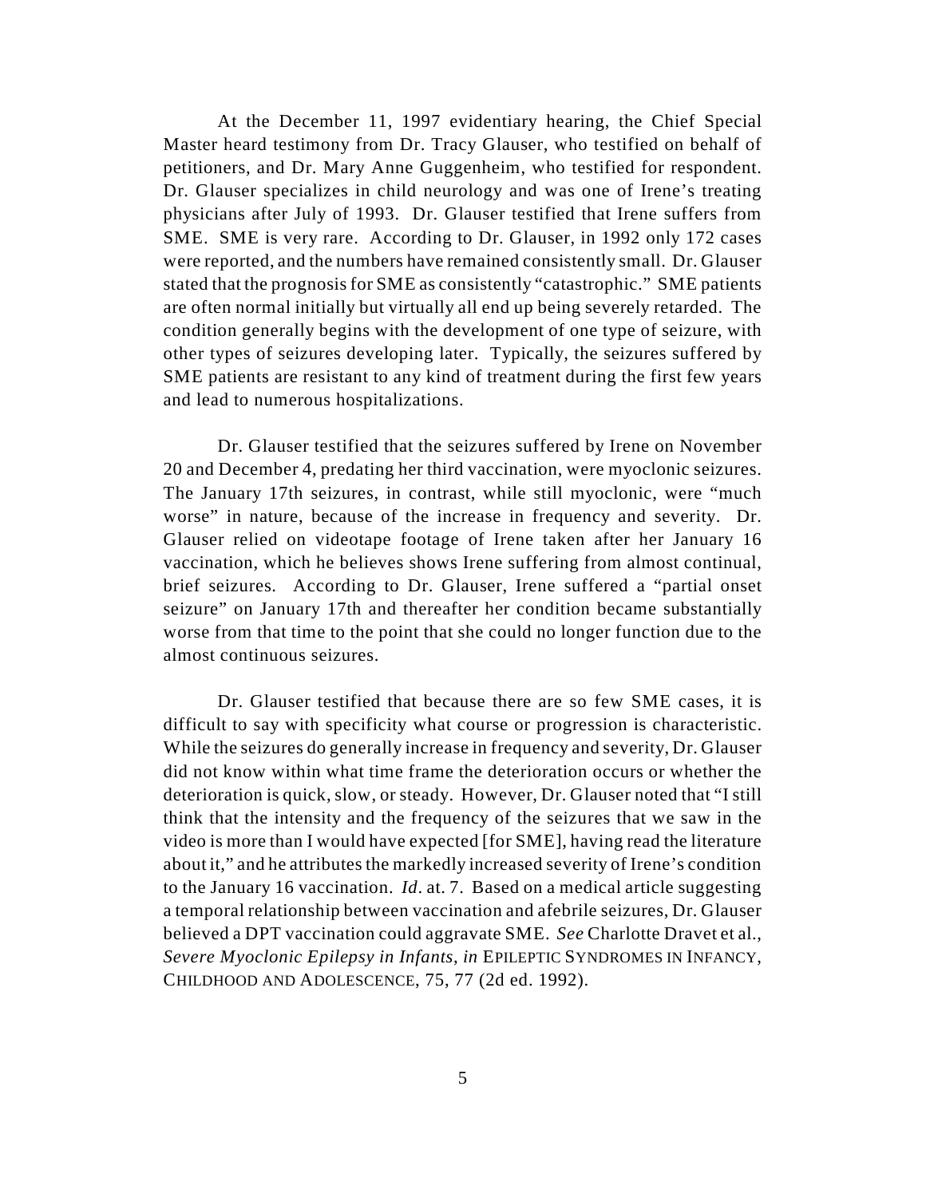At the December 11, 1997 evidentiary hearing, the Chief Special Master heard testimony from Dr. Tracy Glauser, who testified on behalf of petitioners, and Dr. Mary Anne Guggenheim, who testified for respondent. Dr. Glauser specializes in child neurology and was one of Irene's treating physicians after July of 1993. Dr. Glauser testified that Irene suffers from SME. SME is very rare. According to Dr. Glauser, in 1992 only 172 cases were reported, and the numbers have remained consistently small. Dr. Glauser stated that the prognosis for SME as consistently "catastrophic." SME patients are often normal initially but virtually all end up being severely retarded. The condition generally begins with the development of one type of seizure, with other types of seizures developing later. Typically, the seizures suffered by SME patients are resistant to any kind of treatment during the first few years and lead to numerous hospitalizations.

Dr. Glauser testified that the seizures suffered by Irene on November 20 and December 4, predating her third vaccination, were myoclonic seizures. The January 17th seizures, in contrast, while still myoclonic, were "much worse" in nature, because of the increase in frequency and severity. Dr. Glauser relied on videotape footage of Irene taken after her January 16 vaccination, which he believes shows Irene suffering from almost continual, brief seizures. According to Dr. Glauser, Irene suffered a "partial onset seizure" on January 17th and thereafter her condition became substantially worse from that time to the point that she could no longer function due to the almost continuous seizures.

Dr. Glauser testified that because there are so few SME cases, it is difficult to say with specificity what course or progression is characteristic. While the seizures do generally increase in frequency and severity, Dr. Glauser did not know within what time frame the deterioration occurs or whether the deterioration is quick, slow, or steady. However, Dr. Glauser noted that "I still think that the intensity and the frequency of the seizures that we saw in the video is more than I would have expected [for SME], having read the literature about it," and he attributes the markedly increased severity of Irene's condition to the January 16 vaccination. *Id*. at. 7. Based on a medical article suggesting a temporal relationship between vaccination and afebrile seizures, Dr. Glauser believed a DPT vaccination could aggravate SME. *See* Charlotte Dravet et al., *Severe Myoclonic Epilepsy in Infants*, *in* EPILEPTIC SYNDROMES IN INFANCY, CHILDHOOD AND ADOLESCENCE, 75, 77 (2d ed. 1992).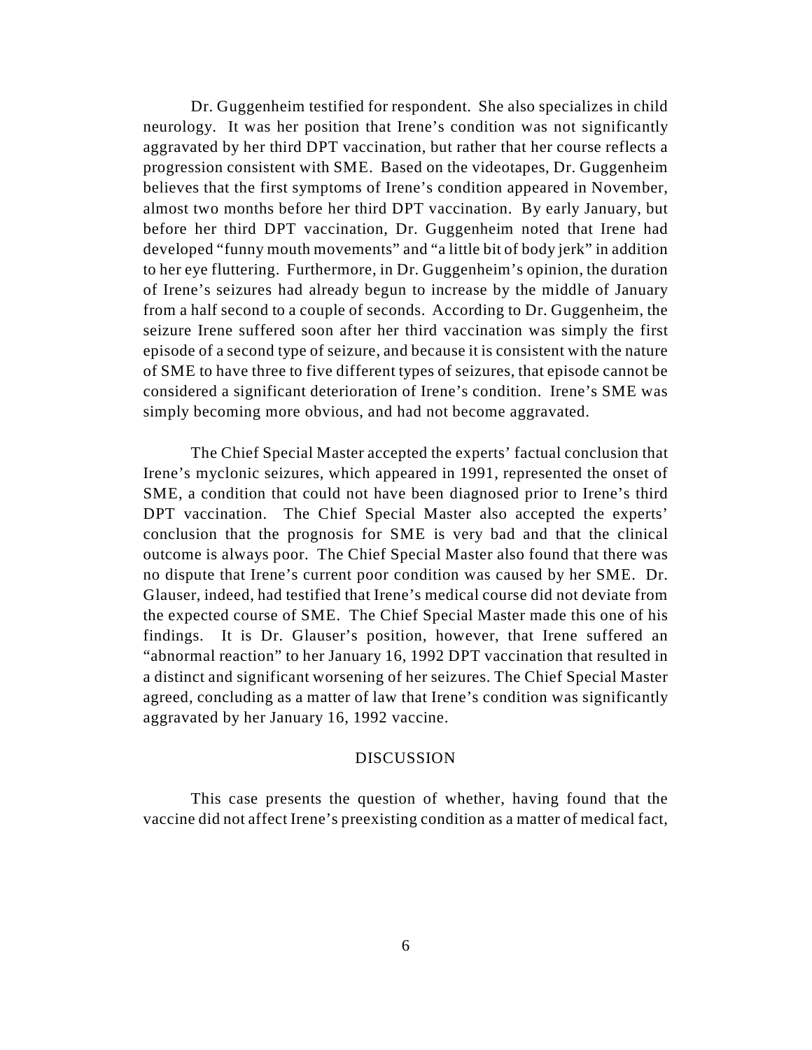Dr. Guggenheim testified for respondent. She also specializes in child neurology. It was her position that Irene's condition was not significantly aggravated by her third DPT vaccination, but rather that her course reflects a progression consistent with SME. Based on the videotapes, Dr. Guggenheim believes that the first symptoms of Irene's condition appeared in November, almost two months before her third DPT vaccination. By early January, but before her third DPT vaccination, Dr. Guggenheim noted that Irene had developed "funny mouth movements" and "a little bit of body jerk" in addition to her eye fluttering. Furthermore, in Dr. Guggenheim's opinion, the duration of Irene's seizures had already begun to increase by the middle of January from a half second to a couple of seconds. According to Dr. Guggenheim, the seizure Irene suffered soon after her third vaccination was simply the first episode of a second type of seizure, and because it is consistent with the nature of SME to have three to five different types of seizures, that episode cannot be considered a significant deterioration of Irene's condition. Irene's SME was simply becoming more obvious, and had not become aggravated.

The Chief Special Master accepted the experts' factual conclusion that Irene's myclonic seizures, which appeared in 1991, represented the onset of SME, a condition that could not have been diagnosed prior to Irene's third DPT vaccination. The Chief Special Master also accepted the experts' conclusion that the prognosis for SME is very bad and that the clinical outcome is always poor. The Chief Special Master also found that there was no dispute that Irene's current poor condition was caused by her SME. Dr. Glauser, indeed, had testified that Irene's medical course did not deviate from the expected course of SME. The Chief Special Master made this one of his findings. It is Dr. Glauser's position, however, that Irene suffered an "abnormal reaction" to her January 16, 1992 DPT vaccination that resulted in a distinct and significant worsening of her seizures. The Chief Special Master agreed, concluding as a matter of law that Irene's condition was significantly aggravated by her January 16, 1992 vaccine.

## DISCUSSION

This case presents the question of whether, having found that the vaccine did not affect Irene's preexisting condition as a matter of medical fact,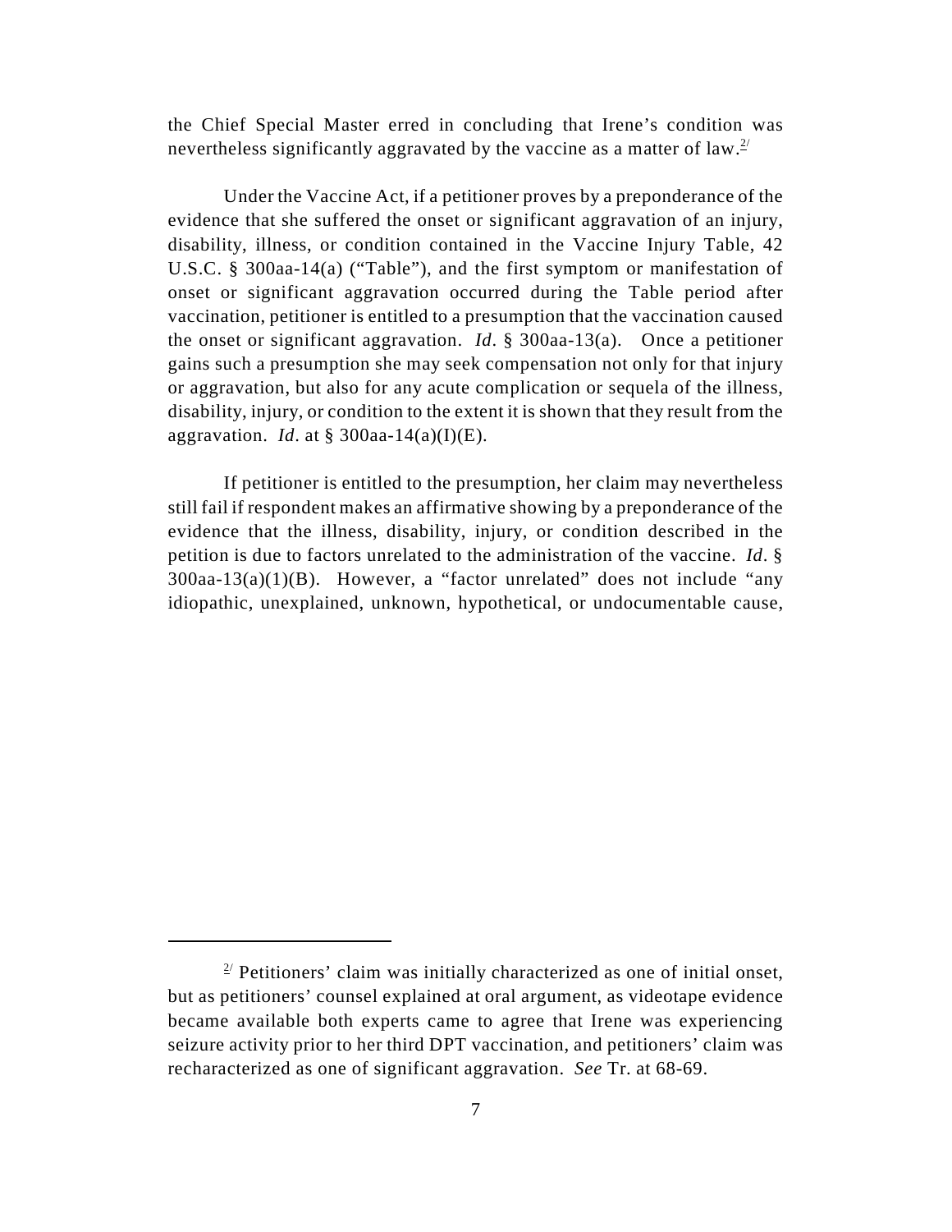the Chief Special Master erred in concluding that Irene's condition was nevertheless significantly aggravated by the vaccine as a matter of law.[2]

Under the Vaccine Act, if a petitioner proves by a preponderance of the evidence that she suffered the onset or significant aggravation of an injury, disability, illness, or condition contained in the Vaccine Injury Table, 42 U.S.C. § 300aa-14(a) ("Table"), and the first symptom or manifestation of onset or significant aggravation occurred during the Table period after vaccination, petitioner is entitled to a presumption that the vaccination caused the onset or significant aggravation. *Id*. § 300aa-13(a). Once a petitioner gains such a presumption she may seek compensation not only for that injury or aggravation, but also for any acute complication or sequela of the illness, disability, injury, or condition to the extent it is shown that they result from the aggravation. *Id*. at § 300aa-14(a)(I)(E).

If petitioner is entitled to the presumption, her claim may nevertheless still fail if respondent makes an affirmative showing by a preponderance of the evidence that the illness, disability, injury, or condition described in the petition is due to factors unrelated to the administration of the vaccine. *Id*. § 300aa-13(a)(1)(B). However, a "factor unrelated" does not include "any idiopathic, unexplained, unknown, hypothetical, or undocumentable cause,

---

[2] Petitioners' claim was initially characterized as one of initial onset, but as petitioners' counsel explained at oral argument, as videotape evidence became available both experts came to agree that Irene was experiencing seizure activity prior to her third DPT vaccination, and petitioners' claim was recharacterized as one of significant aggravation. *See* Tr. at 68-69.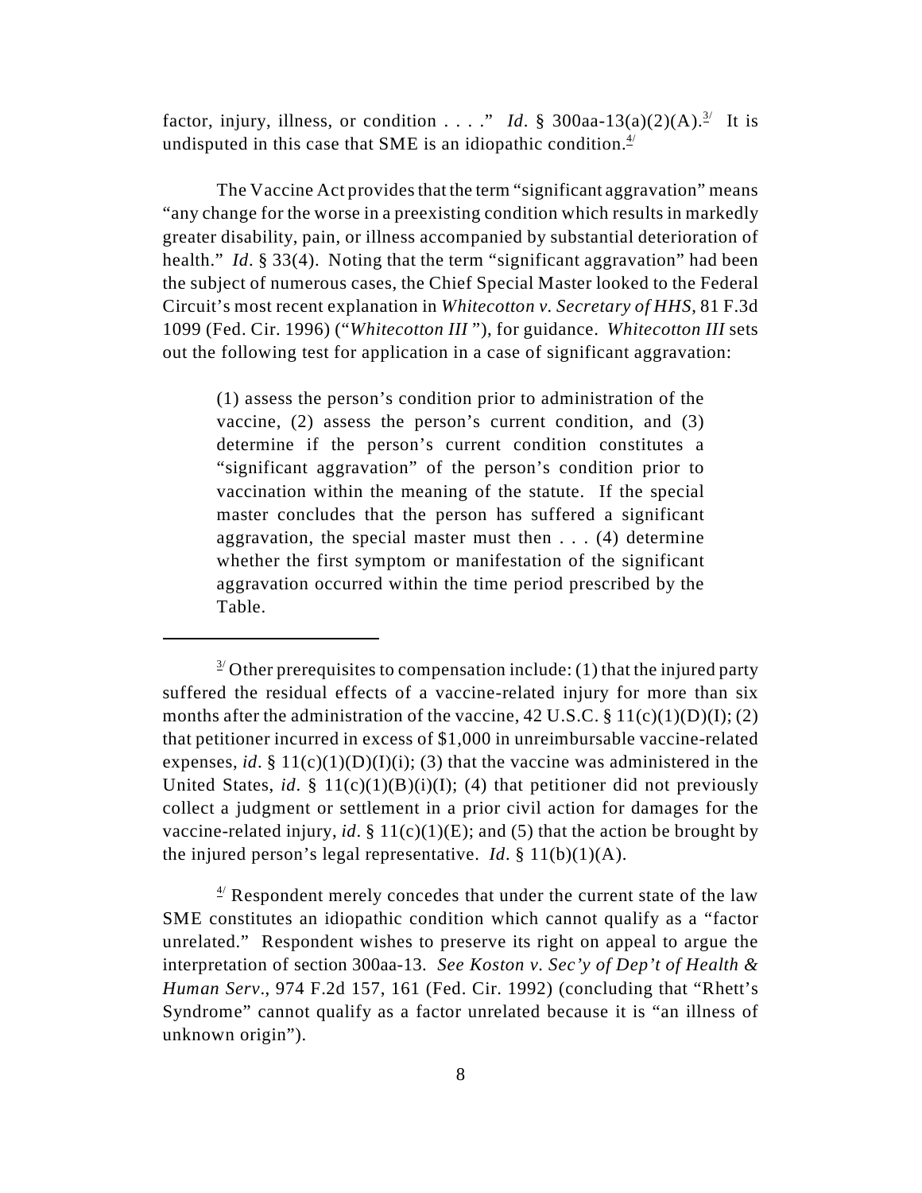factor, injury, illness, or condition . . . ." *Id*. § 300aa-13(a)(2)(A).[3] It is undisputed in this case that SME is an idiopathic condition.[4]

The Vaccine Act provides that the term "significant aggravation" means "any change for the worse in a preexisting condition which results in markedly greater disability, pain, or illness accompanied by substantial deterioration of health." *Id*. § 33(4). Noting that the term "significant aggravation" had been the subject of numerous cases, the Chief Special Master looked to the Federal Circuit's most recent explanation in *Whitecotton v. Secretary of HHS*, 81 F.3d 1099 (Fed. Cir. 1996) ("*Whitecotton III* "), for guidance. *Whitecotton III* sets out the following test for application in a case of significant aggravation:

> (1) assess the person's condition prior to administration of the vaccine, (2) assess the person's current condition, and (3) determine if the person's current condition constitutes a "significant aggravation" of the person's condition prior to vaccination within the meaning of the statute. If the special master concludes that the person has suffered a significant aggravation, the special master must then . . . (4) determine whether the first symptom or manifestation of the significant aggravation occurred within the time period prescribed by the Table.

---

[3] Other prerequisites to compensation include: (1) that the injured party suffered the residual effects of a vaccine-related injury for more than six months after the administration of the vaccine, 42 U.S.C. § 11(c)(1)(D)(I); (2) that petitioner incurred in excess of $1,000 in unreimbursable vaccine-related expenses, *id*. § 11(c)(1)(D)(I)(i); (3) that the vaccine was administered in the United States, *id*. § 11(c)(1)(B)(i)(I); (4) that petitioner did not previously collect a judgment or settlement in a prior civil action for damages for the vaccine-related injury, *id*. § 11(c)(1)(E); and (5) that the action be brought by the injured person's legal representative. *Id*. § 11(b)(1)(A).

[4] Respondent merely concedes that under the current state of the law SME constitutes an idiopathic condition which cannot qualify as a "factor unrelated." Respondent wishes to preserve its right on appeal to argue the interpretation of section 300aa-13. *See Koston v. Sec'y of Dep't of Health & Human Serv*., 974 F.2d 157, 161 (Fed. Cir. 1992) (concluding that "Rhett's Syndrome" cannot qualify as a factor unrelated because it is "an illness of unknown origin").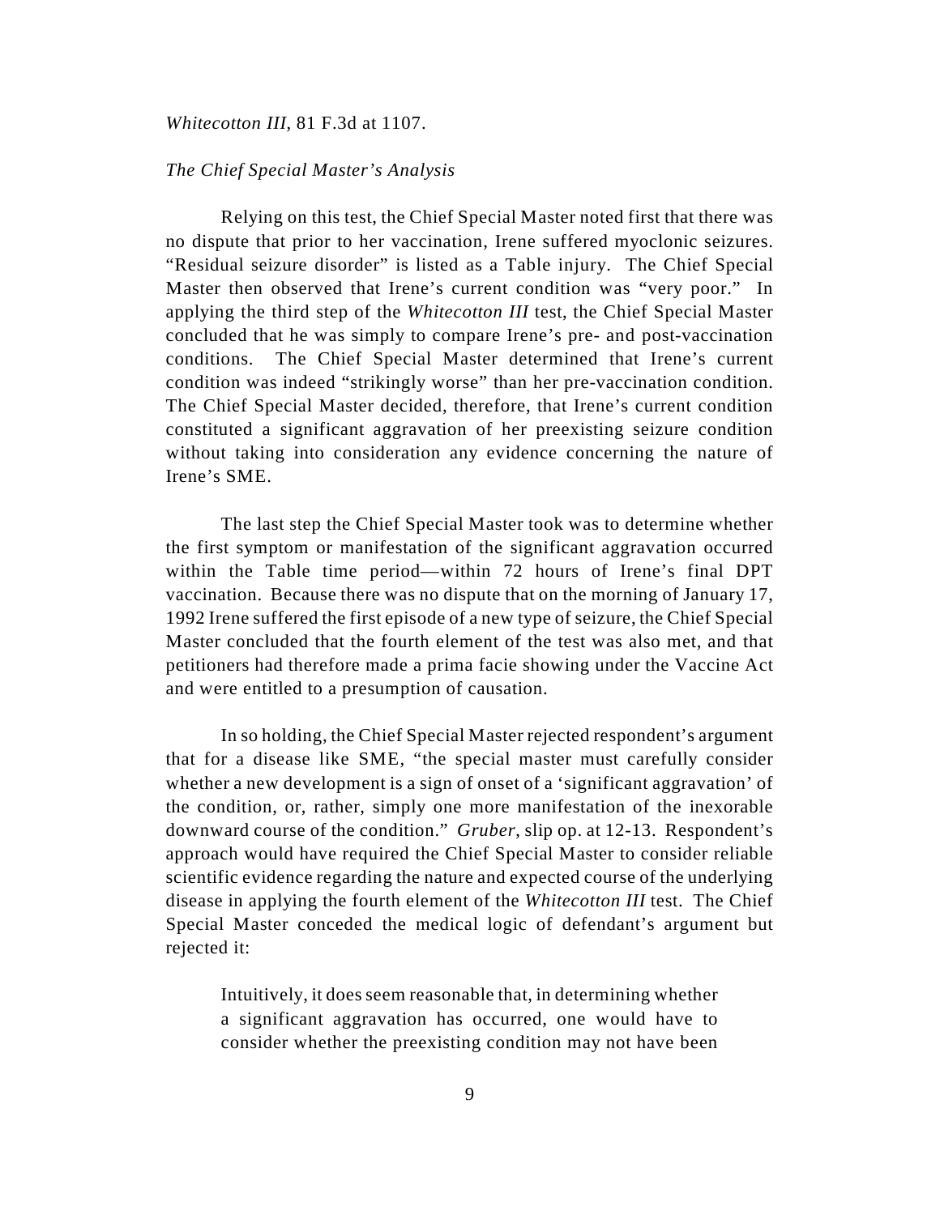*Whitecotton III*, 81 F.3d at 1107.

*The Chief Special Master's Analysis*

Relying on this test, the Chief Special Master noted first that there was no dispute that prior to her vaccination, Irene suffered myoclonic seizures. "Residual seizure disorder" is listed as a Table injury. The Chief Special Master then observed that Irene's current condition was "very poor." In applying the third step of the *Whitecotton III* test, the Chief Special Master concluded that he was simply to compare Irene's pre- and post-vaccination conditions. The Chief Special Master determined that Irene's current condition was indeed "strikingly worse" than her pre-vaccination condition. The Chief Special Master decided, therefore, that Irene's current condition constituted a significant aggravation of her preexisting seizure condition without taking into consideration any evidence concerning the nature of Irene's SME.

The last step the Chief Special Master took was to determine whether the first symptom or manifestation of the significant aggravation occurred within the Table time period—within 72 hours of Irene's final DPT vaccination. Because there was no dispute that on the morning of January 17, 1992 Irene suffered the first episode of a new type of seizure, the Chief Special Master concluded that the fourth element of the test was also met, and that petitioners had therefore made a prima facie showing under the Vaccine Act and were entitled to a presumption of causation.

In so holding, the Chief Special Master rejected respondent's argument that for a disease like SME, "the special master must carefully consider whether a new development is a sign of onset of a 'significant aggravation' of the condition, or, rather, simply one more manifestation of the inexorable downward course of the condition." *Gruber*, slip op. at 12-13. Respondent's approach would have required the Chief Special Master to consider reliable scientific evidence regarding the nature and expected course of the underlying disease in applying the fourth element of the *Whitecotton III* test. The Chief Special Master conceded the medical logic of defendant's argument but rejected it:

> Intuitively, it does seem reasonable that, in determining whether a significant aggravation has occurred, one would have to consider whether the preexisting condition may not have been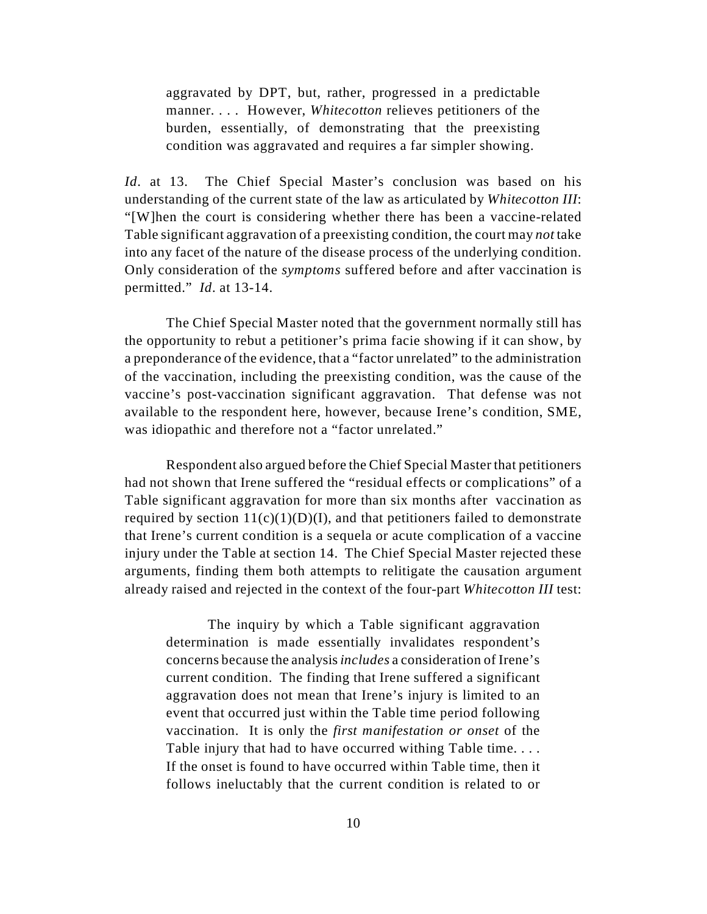> aggravated by DPT, but, rather, progressed in a predictable manner. . . . However, *Whitecotton* relieves petitioners of the burden, essentially, of demonstrating that the preexisting condition was aggravated and requires a far simpler showing.

*Id*. at 13. The Chief Special Master's conclusion was based on his understanding of the current state of the law as articulated by *Whitecotton III*: "[W]hen the court is considering whether there has been a vaccine-related Table significant aggravation of a preexisting condition, the court may *not* take into any facet of the nature of the disease process of the underlying condition. Only consideration of the *symptoms* suffered before and after vaccination is permitted." *Id*. at 13-14.

The Chief Special Master noted that the government normally still has the opportunity to rebut a petitioner's prima facie showing if it can show, by a preponderance of the evidence, that a "factor unrelated" to the administration of the vaccination, including the preexisting condition, was the cause of the vaccine's post-vaccination significant aggravation. That defense was not available to the respondent here, however, because Irene's condition, SME, was idiopathic and therefore not a "factor unrelated."

Respondent also argued before the Chief Special Master that petitioners had not shown that Irene suffered the "residual effects or complications" of a Table significant aggravation for more than six months after vaccination as required by section 11(c)(1)(D)(I), and that petitioners failed to demonstrate that Irene's current condition is a sequela or acute complication of a vaccine injury under the Table at section 14. The Chief Special Master rejected these arguments, finding them both attempts to relitigate the causation argument already raised and rejected in the context of the four-part *Whitecotton III* test:

> The inquiry by which a Table significant aggravation determination is made essentially invalidates respondent's concerns because the analysis *includes* a consideration of Irene's current condition. The finding that Irene suffered a significant aggravation does not mean that Irene's injury is limited to an event that occurred just within the Table time period following vaccination. It is only the *first manifestation or onset* of the Table injury that had to have occurred withing Table time. . . . If the onset is found to have occurred within Table time, then it follows ineluctably that the current condition is related to or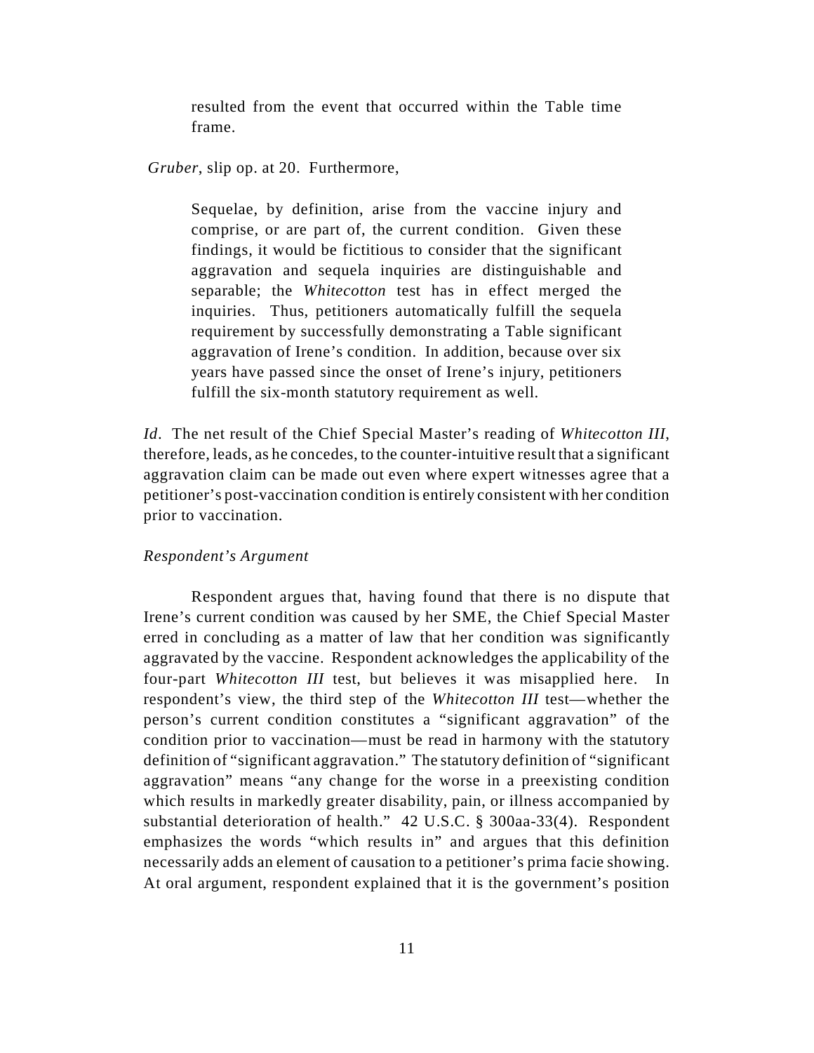> resulted from the event that occurred within the Table time frame.

*Gruber*, slip op. at 20. Furthermore,

> Sequelae, by definition, arise from the vaccine injury and comprise, or are part of, the current condition. Given these findings, it would be fictitious to consider that the significant aggravation and sequela inquiries are distinguishable and separable; the *Whitecotton* test has in effect merged the inquiries. Thus, petitioners automatically fulfill the sequela requirement by successfully demonstrating a Table significant aggravation of Irene's condition. In addition, because over six years have passed since the onset of Irene's injury, petitioners fulfill the six-month statutory requirement as well.

*Id*. The net result of the Chief Special Master's reading of *Whitecotton III*, therefore, leads, as he concedes, to the counter-intuitive result that a significant aggravation claim can be made out even where expert witnesses agree that a petitioner's post-vaccination condition is entirely consistent with her condition prior to vaccination.

*Respondent's Argument*

Respondent argues that, having found that there is no dispute that Irene's current condition was caused by her SME, the Chief Special Master erred in concluding as a matter of law that her condition was significantly aggravated by the vaccine. Respondent acknowledges the applicability of the four-part *Whitecotton III* test, but believes it was misapplied here. In respondent's view, the third step of the *Whitecotton III* test—whether the person's current condition constitutes a "significant aggravation" of the condition prior to vaccination—must be read in harmony with the statutory definition of "significant aggravation." The statutory definition of "significant aggravation" means "any change for the worse in a preexisting condition which results in markedly greater disability, pain, or illness accompanied by substantial deterioration of health." 42 U.S.C. § 300aa-33(4). Respondent emphasizes the words "which results in" and argues that this definition necessarily adds an element of causation to a petitioner's prima facie showing. At oral argument, respondent explained that it is the government's position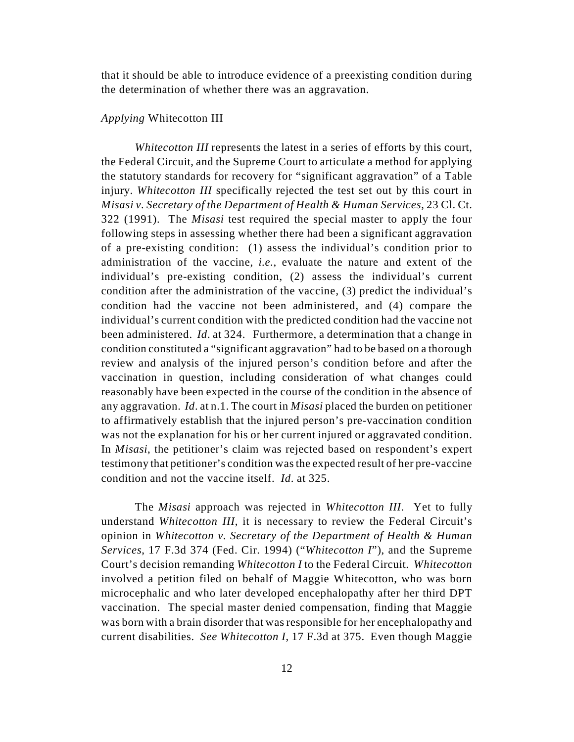that it should be able to introduce evidence of a preexisting condition during the determination of whether there was an aggravation.

*Applying* Whitecotton III

*Whitecotton III* represents the latest in a series of efforts by this court, the Federal Circuit, and the Supreme Court to articulate a method for applying the statutory standards for recovery for "significant aggravation" of a Table injury. *Whitecotton III* specifically rejected the test set out by this court in *Misasi v. Secretary of the Department of Health & Human Services*, 23 Cl. Ct. 322 (1991). The *Misasi* test required the special master to apply the four following steps in assessing whether there had been a significant aggravation of a pre-existing condition: (1) assess the individual's condition prior to administration of the vaccine, *i.e.*, evaluate the nature and extent of the individual's pre-existing condition, (2) assess the individual's current condition after the administration of the vaccine, (3) predict the individual's condition had the vaccine not been administered, and (4) compare the individual's current condition with the predicted condition had the vaccine not been administered. *Id*. at 324. Furthermore, a determination that a change in condition constituted a "significant aggravation" had to be based on a thorough review and analysis of the injured person's condition before and after the vaccination in question, including consideration of what changes could reasonably have been expected in the course of the condition in the absence of any aggravation. *Id*. at n.1. The court in *Misasi* placed the burden on petitioner to affirmatively establish that the injured person's pre-vaccination condition was not the explanation for his or her current injured or aggravated condition. In *Misasi*, the petitioner's claim was rejected based on respondent's expert testimony that petitioner's condition was the expected result of her pre-vaccine condition and not the vaccine itself. *Id*. at 325.

The *Misasi* approach was rejected in *Whitecotton III*. Yet to fully understand *Whitecotton III*, it is necessary to review the Federal Circuit's opinion in *Whitecotton v. Secretary of the Department of Health & Human Services*, 17 F.3d 374 (Fed. Cir. 1994) ("*Whitecotton I*"), and the Supreme Court's decision remanding *Whitecotton I* to the Federal Circuit. *Whitecotton* involved a petition filed on behalf of Maggie Whitecotton, who was born microcephalic and who later developed encephalopathy after her third DPT vaccination. The special master denied compensation, finding that Maggie was born with a brain disorder that was responsible for her encephalopathy and current disabilities. *See Whitecotton I*, 17 F.3d at 375. Even though Maggie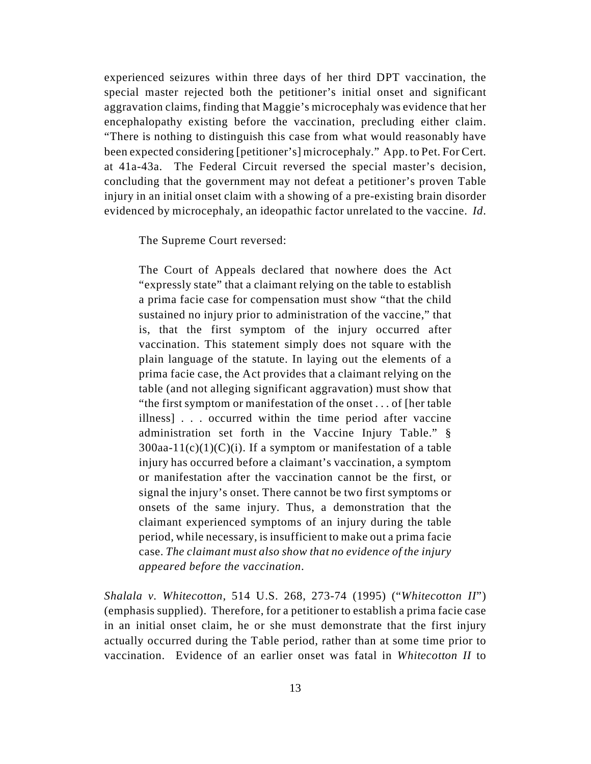experienced seizures within three days of her third DPT vaccination, the special master rejected both the petitioner's initial onset and significant aggravation claims, finding that Maggie's microcephaly was evidence that her encephalopathy existing before the vaccination, precluding either claim. "There is nothing to distinguish this case from what would reasonably have been expected considering [petitioner's] microcephaly." App. to Pet. For Cert. at 41a-43a. The Federal Circuit reversed the special master's decision, concluding that the government may not defeat a petitioner's proven Table injury in an initial onset claim with a showing of a pre-existing brain disorder evidenced by microcephaly, an ideopathic factor unrelated to the vaccine. *Id*.

The Supreme Court reversed:

> The Court of Appeals declared that nowhere does the Act "expressly state" that a claimant relying on the table to establish a prima facie case for compensation must show "that the child sustained no injury prior to administration of the vaccine," that is, that the first symptom of the injury occurred after vaccination. This statement simply does not square with the plain language of the statute. In laying out the elements of a prima facie case, the Act provides that a claimant relying on the table (and not alleging significant aggravation) must show that "the first symptom or manifestation of the onset . . . of [her table illness] . . . occurred within the time period after vaccine administration set forth in the Vaccine Injury Table." § 300aa-11(c)(1)(C)(i). If a symptom or manifestation of a table injury has occurred before a claimant's vaccination, a symptom or manifestation after the vaccination cannot be the first, or signal the injury's onset. There cannot be two first symptoms or onsets of the same injury. Thus, a demonstration that the claimant experienced symptoms of an injury during the table period, while necessary, is insufficient to make out a prima facie case. *The claimant must also show that no evidence of the injury appeared before the vaccination.*

*Shalala v. Whitecotton*, 514 U.S. 268, 273-74 (1995) ("*Whitecotton II*") (emphasis supplied). Therefore, for a petitioner to establish a prima facie case in an initial onset claim, he or she must demonstrate that the first injury actually occurred during the Table period, rather than at some time prior to vaccination. Evidence of an earlier onset was fatal in *Whitecotton II* to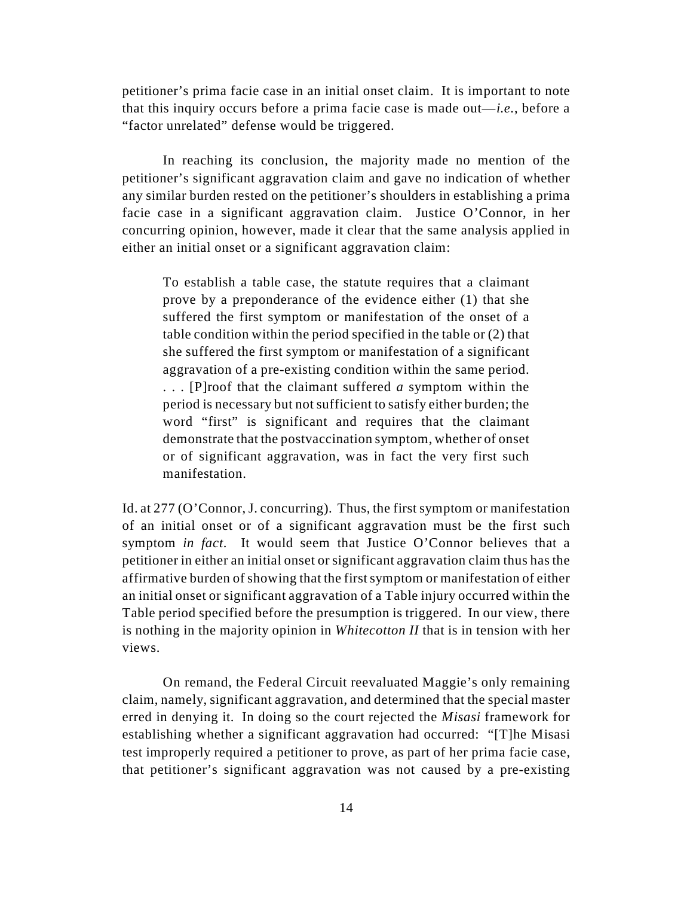petitioner's prima facie case in an initial onset claim. It is important to note that this inquiry occurs before a prima facie case is made out—*i.e.*, before a "factor unrelated" defense would be triggered.

In reaching its conclusion, the majority made no mention of the petitioner's significant aggravation claim and gave no indication of whether any similar burden rested on the petitioner's shoulders in establishing a prima facie case in a significant aggravation claim. Justice O'Connor, in her concurring opinion, however, made it clear that the same analysis applied in either an initial onset or a significant aggravation claim:

> To establish a table case, the statute requires that a claimant prove by a preponderance of the evidence either (1) that she suffered the first symptom or manifestation of the onset of a table condition within the period specified in the table or (2) that she suffered the first symptom or manifestation of a significant aggravation of a pre-existing condition within the same period. . . . [P]roof that the claimant suffered *a* symptom within the period is necessary but not sufficient to satisfy either burden; the word "first" is significant and requires that the claimant demonstrate that the postvaccination symptom, whether of onset or of significant aggravation, was in fact the very first such manifestation.

Id. at 277 (O'Connor, J. concurring). Thus, the first symptom or manifestation of an initial onset or of a significant aggravation must be the first such symptom *in fact*. It would seem that Justice O'Connor believes that a petitioner in either an initial onset or significant aggravation claim thus has the affirmative burden of showing that the first symptom or manifestation of either an initial onset or significant aggravation of a Table injury occurred within the Table period specified before the presumption is triggered. In our view, there is nothing in the majority opinion in *Whitecotton II* that is in tension with her views.

On remand, the Federal Circuit reevaluated Maggie's only remaining claim, namely, significant aggravation, and determined that the special master erred in denying it. In doing so the court rejected the *Misasi* framework for establishing whether a significant aggravation had occurred: "[T]he Misasi test improperly required a petitioner to prove, as part of her prima facie case, that petitioner's significant aggravation was not caused by a pre-existing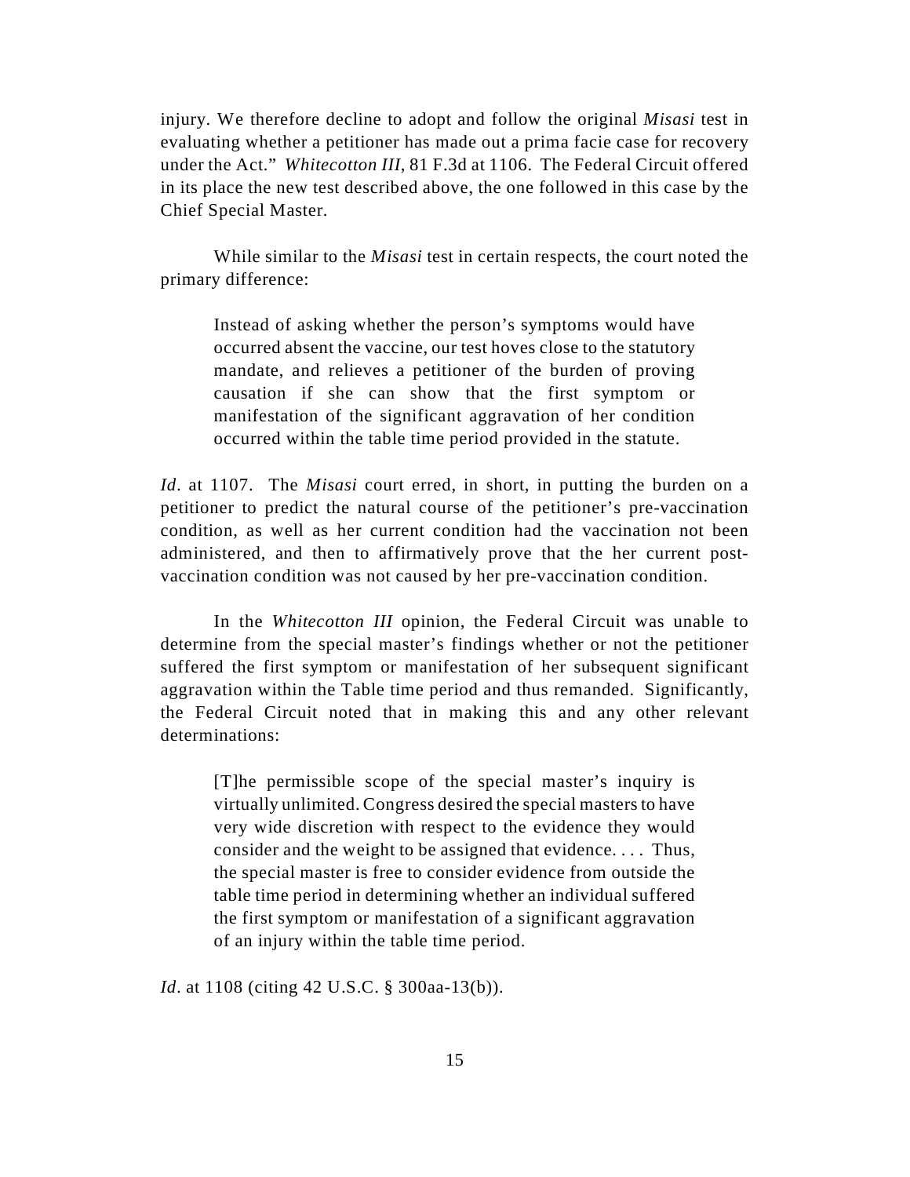injury. We therefore decline to adopt and follow the original *Misasi* test in evaluating whether a petitioner has made out a prima facie case for recovery under the Act." *Whitecotton III*, 81 F.3d at 1106. The Federal Circuit offered in its place the new test described above, the one followed in this case by the Chief Special Master.

While similar to the *Misasi* test in certain respects, the court noted the primary difference:

> Instead of asking whether the person's symptoms would have occurred absent the vaccine, our test hoves close to the statutory mandate, and relieves a petitioner of the burden of proving causation if she can show that the first symptom or manifestation of the significant aggravation of her condition occurred within the table time period provided in the statute.

*Id*. at 1107. The *Misasi* court erred, in short, in putting the burden on a petitioner to predict the natural course of the petitioner's pre-vaccination condition, as well as her current condition had the vaccination not been administered, and then to affirmatively prove that the her current post-vaccination condition was not caused by her pre-vaccination condition.

In the *Whitecotton III* opinion, the Federal Circuit was unable to determine from the special master's findings whether or not the petitioner suffered the first symptom or manifestation of her subsequent significant aggravation within the Table time period and thus remanded. Significantly, the Federal Circuit noted that in making this and any other relevant determinations:

> [T]he permissible scope of the special master's inquiry is virtually unlimited. Congress desired the special masters to have very wide discretion with respect to the evidence they would consider and the weight to be assigned that evidence. . . . Thus, the special master is free to consider evidence from outside the table time period in determining whether an individual suffered the first symptom or manifestation of a significant aggravation of an injury within the table time period.

*Id*. at 1108 (citing 42 U.S.C. § 300aa-13(b)).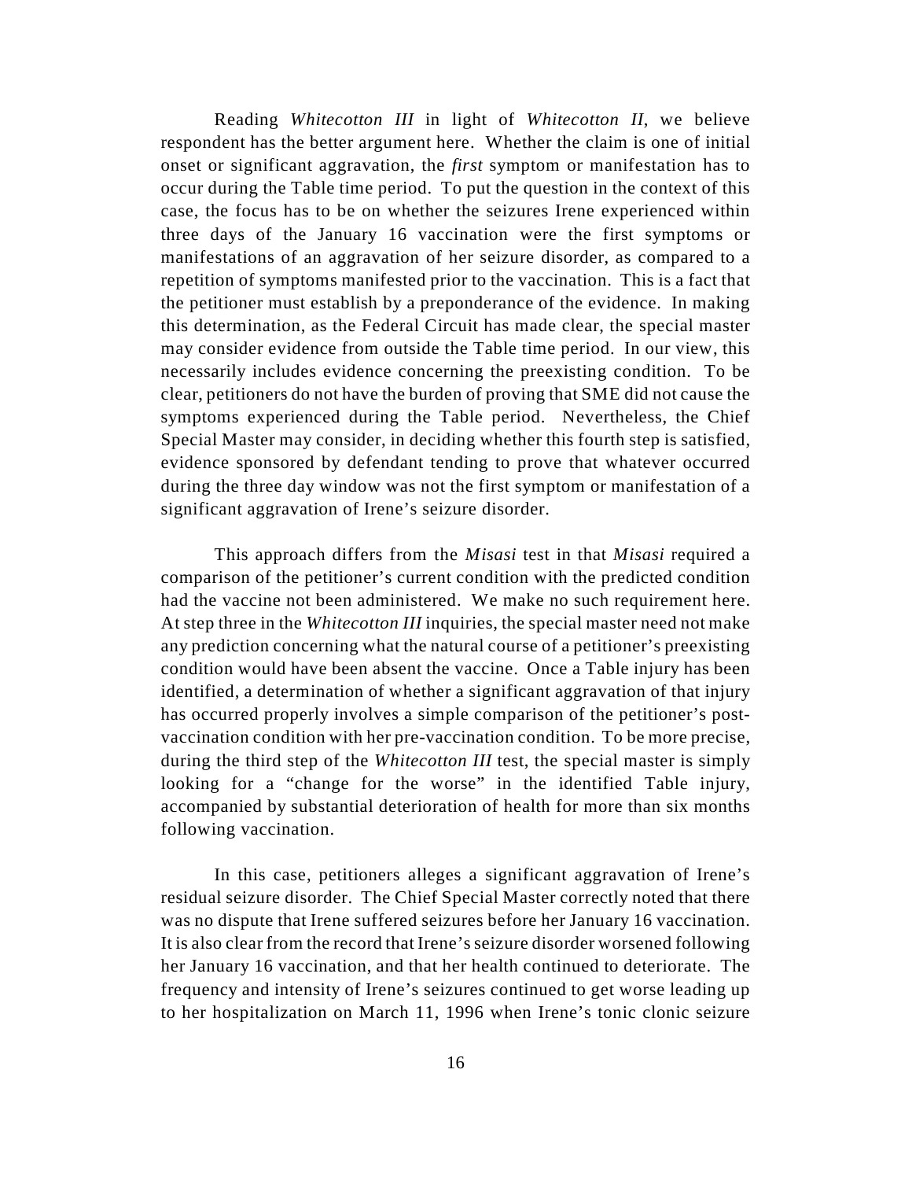Reading *Whitecotton III* in light of *Whitecotton II*, we believe respondent has the better argument here. Whether the claim is one of initial onset or significant aggravation, the *first* symptom or manifestation has to occur during the Table time period. To put the question in the context of this case, the focus has to be on whether the seizures Irene experienced within three days of the January 16 vaccination were the first symptoms or manifestations of an aggravation of her seizure disorder, as compared to a repetition of symptoms manifested prior to the vaccination. This is a fact that the petitioner must establish by a preponderance of the evidence. In making this determination, as the Federal Circuit has made clear, the special master may consider evidence from outside the Table time period. In our view, this necessarily includes evidence concerning the preexisting condition. To be clear, petitioners do not have the burden of proving that SME did not cause the symptoms experienced during the Table period. Nevertheless, the Chief Special Master may consider, in deciding whether this fourth step is satisfied, evidence sponsored by defendant tending to prove that whatever occurred during the three day window was not the first symptom or manifestation of a significant aggravation of Irene's seizure disorder.

This approach differs from the *Misasi* test in that *Misasi* required a comparison of the petitioner's current condition with the predicted condition had the vaccine not been administered. We make no such requirement here. At step three in the *Whitecotton III* inquiries, the special master need not make any prediction concerning what the natural course of a petitioner's preexisting condition would have been absent the vaccine. Once a Table injury has been identified, a determination of whether a significant aggravation of that injury has occurred properly involves a simple comparison of the petitioner's post-vaccination condition with her pre-vaccination condition. To be more precise, during the third step of the *Whitecotton III* test, the special master is simply looking for a "change for the worse" in the identified Table injury, accompanied by substantial deterioration of health for more than six months following vaccination.

In this case, petitioners alleges a significant aggravation of Irene's residual seizure disorder. The Chief Special Master correctly noted that there was no dispute that Irene suffered seizures before her January 16 vaccination. It is also clear from the record that Irene's seizure disorder worsened following her January 16 vaccination, and that her health continued to deteriorate. The frequency and intensity of Irene's seizures continued to get worse leading up to her hospitalization on March 11, 1996 when Irene's tonic clonic seizure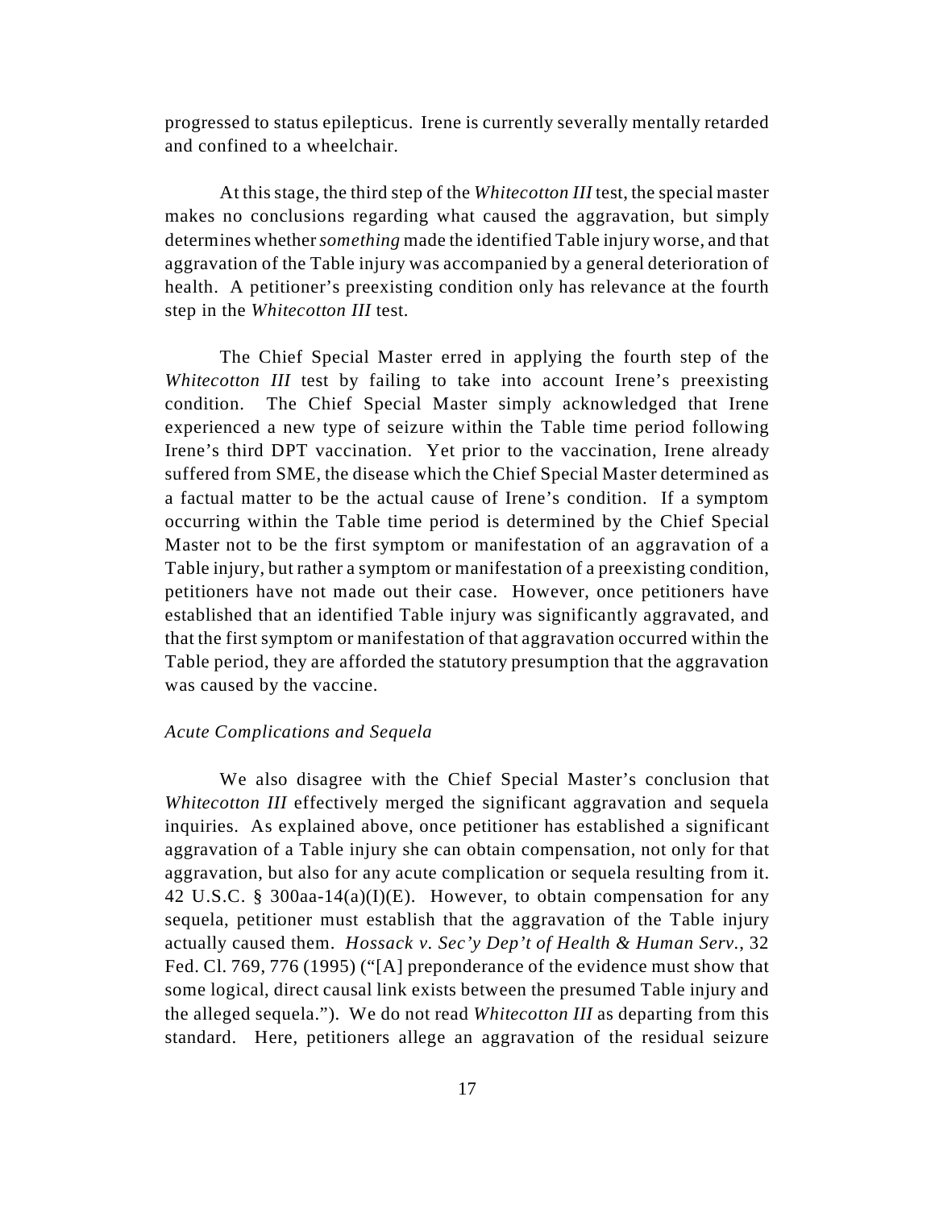progressed to status epilepticus. Irene is currently severally mentally retarded and confined to a wheelchair.

At this stage, the third step of the *Whitecotton III* test, the special master makes no conclusions regarding what caused the aggravation, but simply determines whether *something* made the identified Table injury worse, and that aggravation of the Table injury was accompanied by a general deterioration of health. A petitioner's preexisting condition only has relevance at the fourth step in the *Whitecotton III* test.

The Chief Special Master erred in applying the fourth step of the *Whitecotton III* test by failing to take into account Irene's preexisting condition. The Chief Special Master simply acknowledged that Irene experienced a new type of seizure within the Table time period following Irene's third DPT vaccination. Yet prior to the vaccination, Irene already suffered from SME, the disease which the Chief Special Master determined as a factual matter to be the actual cause of Irene's condition. If a symptom occurring within the Table time period is determined by the Chief Special Master not to be the first symptom or manifestation of an aggravation of a Table injury, but rather a symptom or manifestation of a preexisting condition, petitioners have not made out their case. However, once petitioners have established that an identified Table injury was significantly aggravated, and that the first symptom or manifestation of that aggravation occurred within the Table period, they are afforded the statutory presumption that the aggravation was caused by the vaccine.

*Acute Complications and Sequela*

We also disagree with the Chief Special Master's conclusion that *Whitecotton III* effectively merged the significant aggravation and sequela inquiries. As explained above, once petitioner has established a significant aggravation of a Table injury she can obtain compensation, not only for that aggravation, but also for any acute complication or sequela resulting from it. 42 U.S.C. § 300aa-14(a)(I)(E). However, to obtain compensation for any sequela, petitioner must establish that the aggravation of the Table injury actually caused them. *Hossack v. Sec'y Dep't of Health & Human Serv.*, 32 Fed. Cl. 769, 776 (1995) ("[A] preponderance of the evidence must show that some logical, direct causal link exists between the presumed Table injury and the alleged sequela."). We do not read *Whitecotton III* as departing from this standard. Here, petitioners allege an aggravation of the residual seizure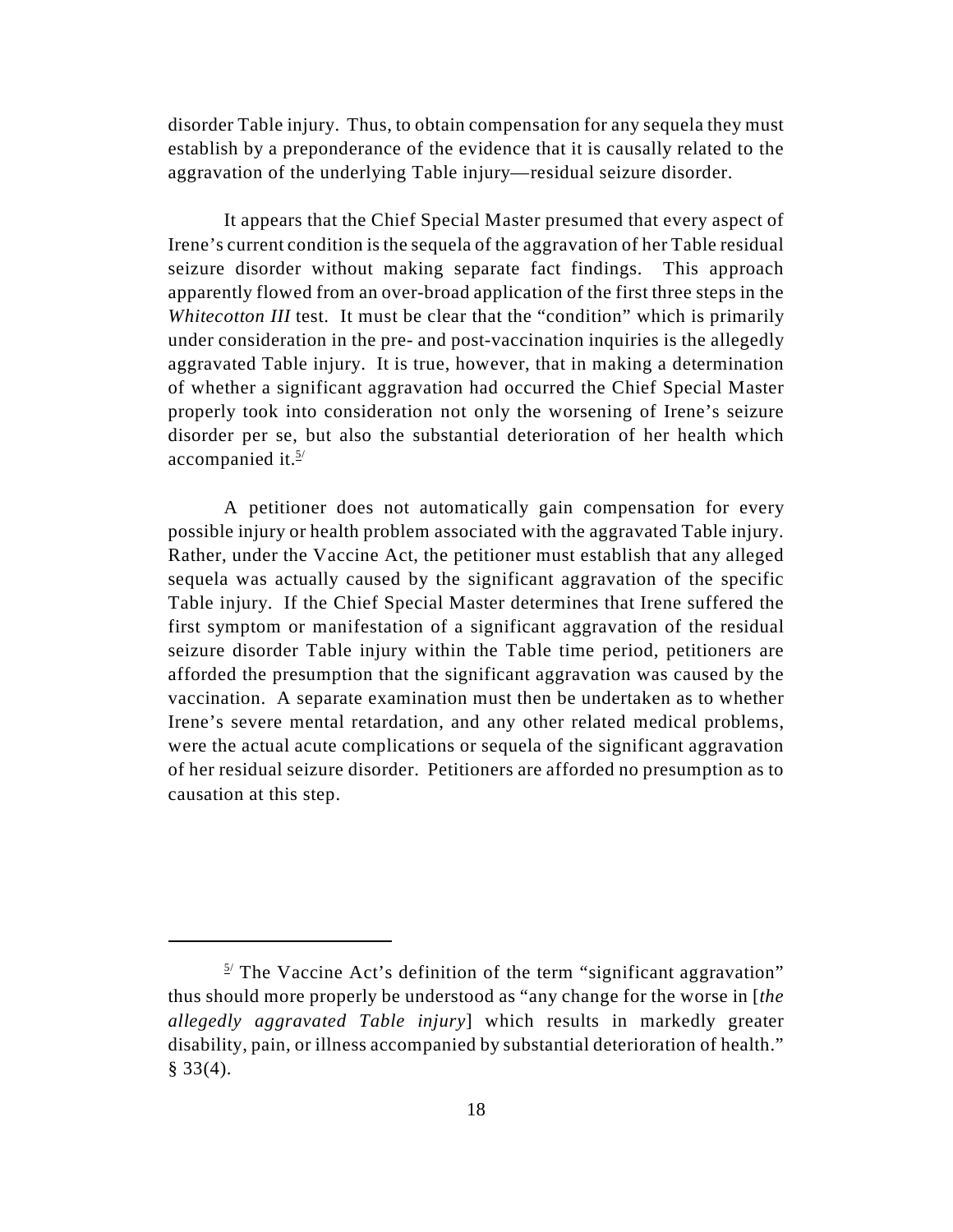disorder Table injury. Thus, to obtain compensation for any sequela they must establish by a preponderance of the evidence that it is causally related to the aggravation of the underlying Table injury—residual seizure disorder.

It appears that the Chief Special Master presumed that every aspect of Irene's current condition is the sequela of the aggravation of her Table residual seizure disorder without making separate fact findings. This approach apparently flowed from an over-broad application of the first three steps in the *Whitecotton III* test. It must be clear that the "condition" which is primarily under consideration in the pre- and post-vaccination inquiries is the allegedly aggravated Table injury. It is true, however, that in making a determination of whether a significant aggravation had occurred the Chief Special Master properly took into consideration not only the worsening of Irene's seizure disorder per se, but also the substantial deterioration of her health which accompanied it.[5]

A petitioner does not automatically gain compensation for every possible injury or health problem associated with the aggravated Table injury. Rather, under the Vaccine Act, the petitioner must establish that any alleged sequela was actually caused by the significant aggravation of the specific Table injury. If the Chief Special Master determines that Irene suffered the first symptom or manifestation of a significant aggravation of the residual seizure disorder Table injury within the Table time period, petitioners are afforded the presumption that the significant aggravation was caused by the vaccination. A separate examination must then be undertaken as to whether Irene's severe mental retardation, and any other related medical problems, were the actual acute complications or sequela of the significant aggravation of her residual seizure disorder. Petitioners are afforded no presumption as to causation at this step.

---

[5] The Vaccine Act's definition of the term "significant aggravation" thus should more properly be understood as "any change for the worse in [*the allegedly aggravated Table injury*] which results in markedly greater disability, pain, or illness accompanied by substantial deterioration of health." § 33(4).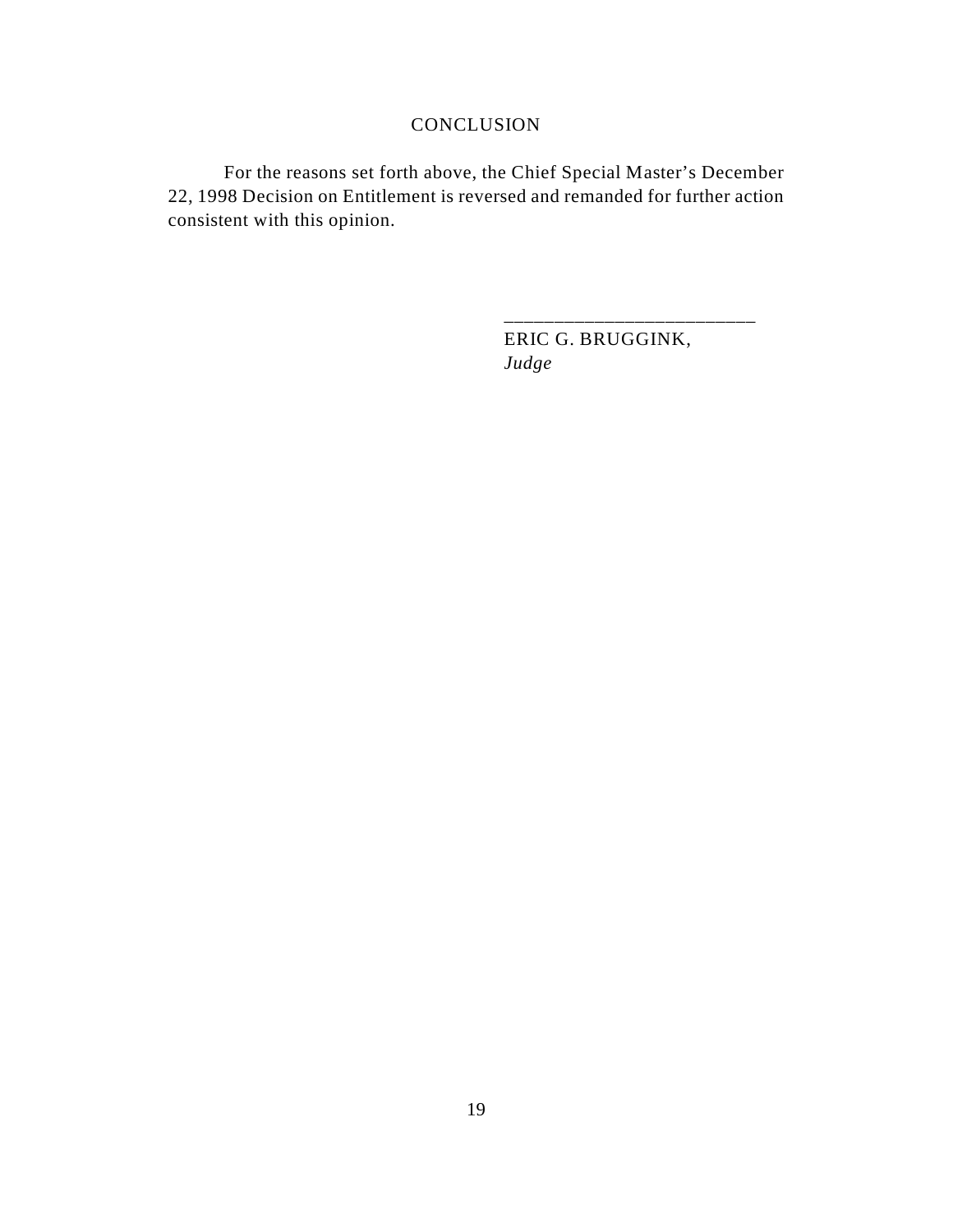## CONCLUSION

For the reasons set forth above, the Chief Special Master's December 22, 1998 Decision on Entitlement is reversed and remanded for further action consistent with this opinion.

_________________________
ERIC G. BRUGGINK,
*Judge*